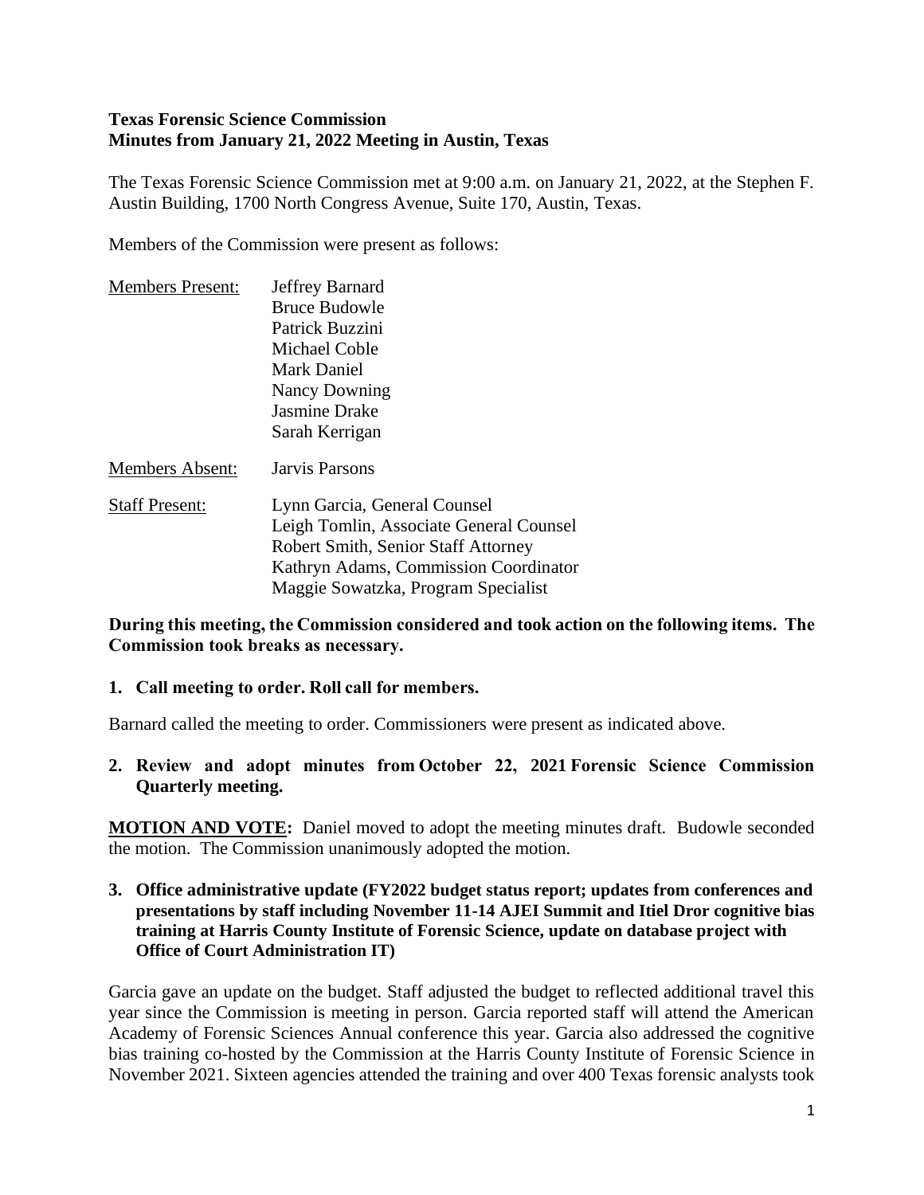**Texas Forensic Science Commission**
**Minutes from January 21, 2022 Meeting in Austin, Texas**

The Texas Forensic Science Commission met at 9:00 a.m. on January 21, 2022, at the Stephen F. Austin Building, 1700 North Congress Avenue, Suite 170, Austin, Texas.

Members of the Commission were present as follows:

| | |
|---|---|
| Members Present: | Jeffrey Barnard<br>Bruce Budowle<br>Patrick Buzzini<br>Michael Coble<br>Mark Daniel<br>Nancy Downing<br>Jasmine Drake<br>Sarah Kerrigan |
| Members Absent: | Jarvis Parsons |
| Staff Present: | Lynn Garcia, General Counsel<br>Leigh Tomlin, Associate General Counsel<br>Robert Smith, Senior Staff Attorney<br>Kathryn Adams, Commission Coordinator<br>Maggie Sowatzka, Program Specialist |

**During this meeting, the Commission considered and took action on the following items. The Commission took breaks as necessary.**

**1. Call meeting to order. Roll call for members.**

Barnard called the meeting to order. Commissioners were present as indicated above.

**2. Review and adopt minutes from October 22, 2021 Forensic Science Commission Quarterly meeting.**

**MOTION AND VOTE:** Daniel moved to adopt the meeting minutes draft. Budowle seconded the motion. The Commission unanimously adopted the motion.

**3. Office administrative update (FY2022 budget status report; updates from conferences and presentations by staff including November 11-14 AJEI Summit and Itiel Dror cognitive bias training at Harris County Institute of Forensic Science, update on database project with Office of Court Administration IT)**

Garcia gave an update on the budget. Staff adjusted the budget to reflected additional travel this year since the Commission is meeting in person. Garcia reported staff will attend the American Academy of Forensic Sciences Annual conference this year. Garcia also addressed the cognitive bias training co-hosted by the Commission at the Harris County Institute of Forensic Science in November 2021. Sixteen agencies attended the training and over 400 Texas forensic analysts took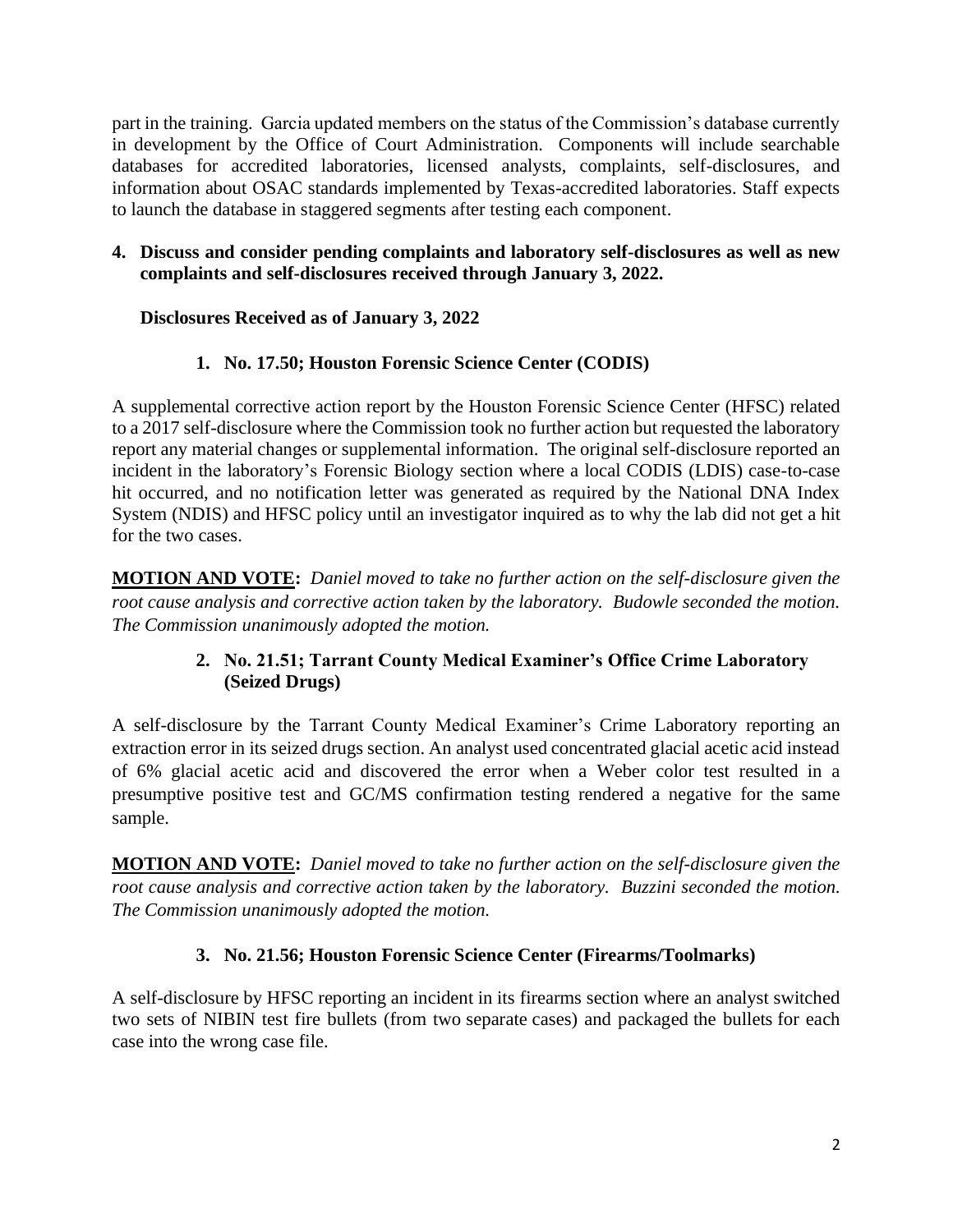part in the training. Garcia updated members on the status of the Commission's database currently in development by the Office of Court Administration. Components will include searchable databases for accredited laboratories, licensed analysts, complaints, self-disclosures, and information about OSAC standards implemented by Texas-accredited laboratories. Staff expects to launch the database in staggered segments after testing each component.

**4. Discuss and consider pending complaints and laboratory self-disclosures as well as new complaints and self-disclosures received through January 3, 2022.**

**Disclosures Received as of January 3, 2022**

**1. No. 17.50; Houston Forensic Science Center (CODIS)**

A supplemental corrective action report by the Houston Forensic Science Center (HFSC) related to a 2017 self-disclosure where the Commission took no further action but requested the laboratory report any material changes or supplemental information. The original self-disclosure reported an incident in the laboratory's Forensic Biology section where a local CODIS (LDIS) case-to-case hit occurred, and no notification letter was generated as required by the National DNA Index System (NDIS) and HFSC policy until an investigator inquired as to why the lab did not get a hit for the two cases.

**MOTION AND VOTE:** *Daniel moved to take no further action on the self-disclosure given the root cause analysis and corrective action taken by the laboratory. Budowle seconded the motion. The Commission unanimously adopted the motion.*

**2. No. 21.51; Tarrant County Medical Examiner's Office Crime Laboratory (Seized Drugs)**

A self-disclosure by the Tarrant County Medical Examiner's Crime Laboratory reporting an extraction error in its seized drugs section. An analyst used concentrated glacial acetic acid instead of 6% glacial acetic acid and discovered the error when a Weber color test resulted in a presumptive positive test and GC/MS confirmation testing rendered a negative for the same sample.

**MOTION AND VOTE:** *Daniel moved to take no further action on the self-disclosure given the root cause analysis and corrective action taken by the laboratory. Buzzini seconded the motion. The Commission unanimously adopted the motion.*

**3. No. 21.56; Houston Forensic Science Center (Firearms/Toolmarks)**

A self-disclosure by HFSC reporting an incident in its firearms section where an analyst switched two sets of NIBIN test fire bullets (from two separate cases) and packaged the bullets for each case into the wrong case file.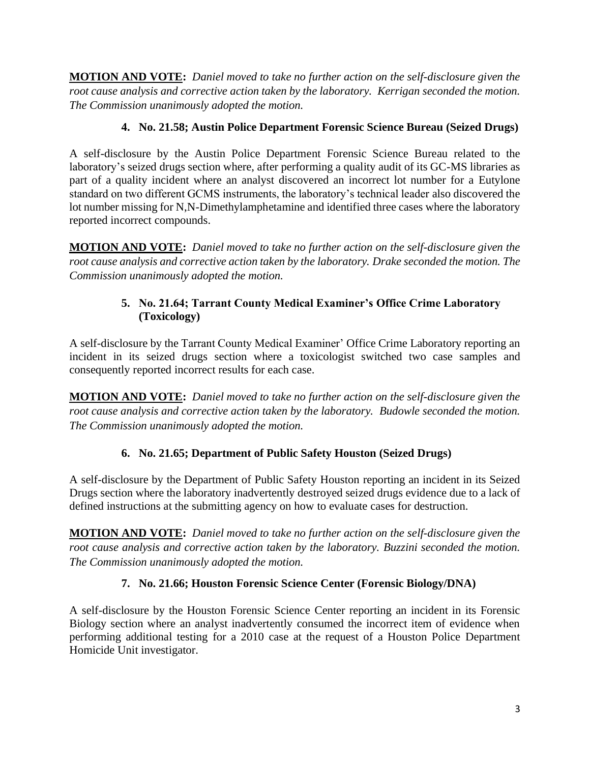**MOTION AND VOTE:** *Daniel moved to take no further action on the self-disclosure given the root cause analysis and corrective action taken by the laboratory. Kerrigan seconded the motion. The Commission unanimously adopted the motion.*

### 4. No. 21.58; Austin Police Department Forensic Science Bureau (Seized Drugs)

A self-disclosure by the Austin Police Department Forensic Science Bureau related to the laboratory's seized drugs section where, after performing a quality audit of its GC-MS libraries as part of a quality incident where an analyst discovered an incorrect lot number for a Eutylone standard on two different GCMS instruments, the laboratory's technical leader also discovered the lot number missing for N,N-Dimethylamphetamine and identified three cases where the laboratory reported incorrect compounds.

**MOTION AND VOTE:** *Daniel moved to take no further action on the self-disclosure given the root cause analysis and corrective action taken by the laboratory. Drake seconded the motion. The Commission unanimously adopted the motion.*

### 5. No. 21.64; Tarrant County Medical Examiner's Office Crime Laboratory (Toxicology)

A self-disclosure by the Tarrant County Medical Examiner' Office Crime Laboratory reporting an incident in its seized drugs section where a toxicologist switched two case samples and consequently reported incorrect results for each case.

**MOTION AND VOTE:** *Daniel moved to take no further action on the self-disclosure given the root cause analysis and corrective action taken by the laboratory. Budowle seconded the motion. The Commission unanimously adopted the motion.*

### 6. No. 21.65; Department of Public Safety Houston (Seized Drugs)

A self-disclosure by the Department of Public Safety Houston reporting an incident in its Seized Drugs section where the laboratory inadvertently destroyed seized drugs evidence due to a lack of defined instructions at the submitting agency on how to evaluate cases for destruction.

**MOTION AND VOTE:** *Daniel moved to take no further action on the self-disclosure given the root cause analysis and corrective action taken by the laboratory. Buzzini seconded the motion. The Commission unanimously adopted the motion.*

### 7. No. 21.66; Houston Forensic Science Center (Forensic Biology/DNA)

A self-disclosure by the Houston Forensic Science Center reporting an incident in its Forensic Biology section where an analyst inadvertently consumed the incorrect item of evidence when performing additional testing for a 2010 case at the request of a Houston Police Department Homicide Unit investigator.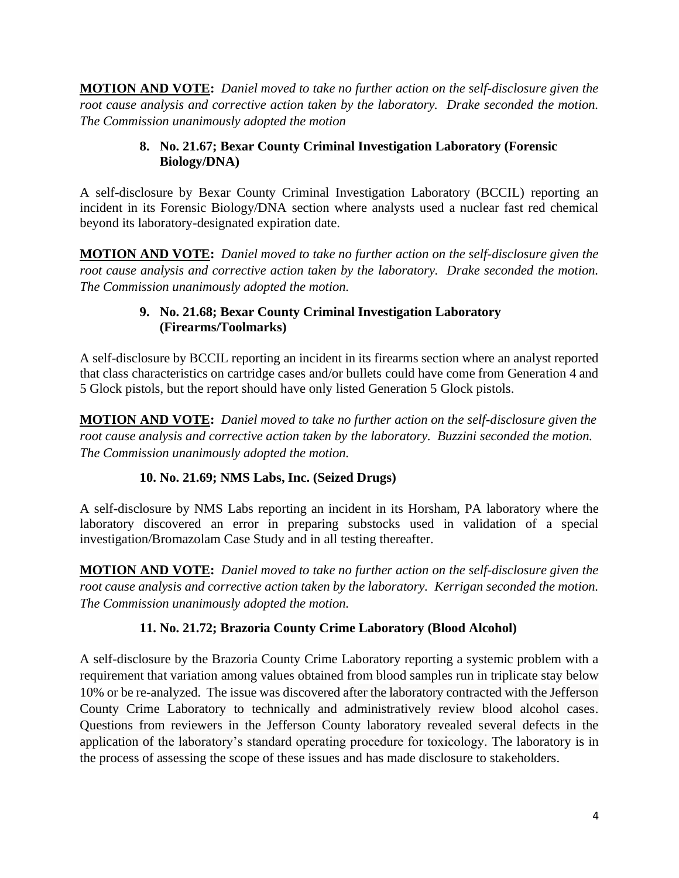**MOTION AND VOTE:** *Daniel moved to take no further action on the self-disclosure given the root cause analysis and corrective action taken by the laboratory. Drake seconded the motion. The Commission unanimously adopted the motion*

**8. No. 21.67; Bexar County Criminal Investigation Laboratory (Forensic Biology/DNA)**

A self-disclosure by Bexar County Criminal Investigation Laboratory (BCCIL) reporting an incident in its Forensic Biology/DNA section where analysts used a nuclear fast red chemical beyond its laboratory-designated expiration date.

**MOTION AND VOTE:** *Daniel moved to take no further action on the self-disclosure given the root cause analysis and corrective action taken by the laboratory. Drake seconded the motion. The Commission unanimously adopted the motion.*

**9. No. 21.68; Bexar County Criminal Investigation Laboratory (Firearms/Toolmarks)**

A self-disclosure by BCCIL reporting an incident in its firearms section where an analyst reported that class characteristics on cartridge cases and/or bullets could have come from Generation 4 and 5 Glock pistols, but the report should have only listed Generation 5 Glock pistols.

**MOTION AND VOTE:** *Daniel moved to take no further action on the self-disclosure given the root cause analysis and corrective action taken by the laboratory. Buzzini seconded the motion. The Commission unanimously adopted the motion.*

**10. No. 21.69; NMS Labs, Inc. (Seized Drugs)**

A self-disclosure by NMS Labs reporting an incident in its Horsham, PA laboratory where the laboratory discovered an error in preparing substocks used in validation of a special investigation/Bromazolam Case Study and in all testing thereafter.

**MOTION AND VOTE:** *Daniel moved to take no further action on the self-disclosure given the root cause analysis and corrective action taken by the laboratory. Kerrigan seconded the motion. The Commission unanimously adopted the motion.*

**11. No. 21.72; Brazoria County Crime Laboratory (Blood Alcohol)**

A self-disclosure by the Brazoria County Crime Laboratory reporting a systemic problem with a requirement that variation among values obtained from blood samples run in triplicate stay below 10% or be re-analyzed. The issue was discovered after the laboratory contracted with the Jefferson County Crime Laboratory to technically and administratively review blood alcohol cases. Questions from reviewers in the Jefferson County laboratory revealed several defects in the application of the laboratory's standard operating procedure for toxicology. The laboratory is in the process of assessing the scope of these issues and has made disclosure to stakeholders.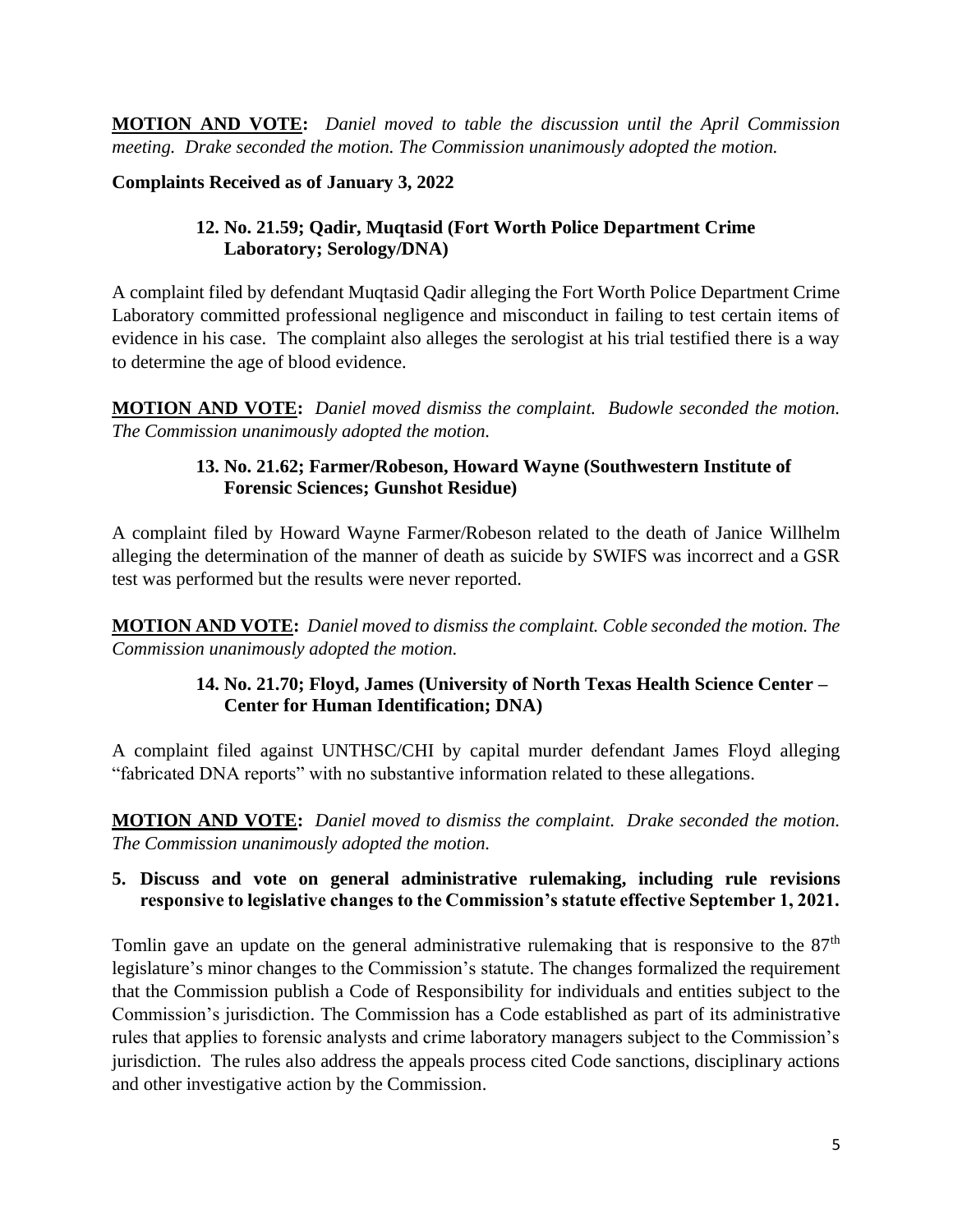**MOTION AND VOTE:** *Daniel moved to table the discussion until the April Commission meeting. Drake seconded the motion. The Commission unanimously adopted the motion.*

**Complaints Received as of January 3, 2022**

**12. No. 21.59; Qadir, Muqtasid (Fort Worth Police Department Crime Laboratory; Serology/DNA)**

A complaint filed by defendant Muqtasid Qadir alleging the Fort Worth Police Department Crime Laboratory committed professional negligence and misconduct in failing to test certain items of evidence in his case. The complaint also alleges the serologist at his trial testified there is a way to determine the age of blood evidence.

**MOTION AND VOTE:** *Daniel moved dismiss the complaint. Budowle seconded the motion. The Commission unanimously adopted the motion.*

**13. No. 21.62; Farmer/Robeson, Howard Wayne (Southwestern Institute of Forensic Sciences; Gunshot Residue)**

A complaint filed by Howard Wayne Farmer/Robeson related to the death of Janice Willhelm alleging the determination of the manner of death as suicide by SWIFS was incorrect and a GSR test was performed but the results were never reported.

**MOTION AND VOTE:** *Daniel moved to dismiss the complaint. Coble seconded the motion. The Commission unanimously adopted the motion.*

**14. No. 21.70; Floyd, James (University of North Texas Health Science Center – Center for Human Identification; DNA)**

A complaint filed against UNTHSC/CHI by capital murder defendant James Floyd alleging "fabricated DNA reports" with no substantive information related to these allegations.

**MOTION AND VOTE:** *Daniel moved to dismiss the complaint. Drake seconded the motion. The Commission unanimously adopted the motion.*

**5. Discuss and vote on general administrative rulemaking, including rule revisions responsive to legislative changes to the Commission's statute effective September 1, 2021.**

Tomlin gave an update on the general administrative rulemaking that is responsive to the 87th legislature's minor changes to the Commission's statute. The changes formalized the requirement that the Commission publish a Code of Responsibility for individuals and entities subject to the Commission's jurisdiction. The Commission has a Code established as part of its administrative rules that applies to forensic analysts and crime laboratory managers subject to the Commission's jurisdiction. The rules also address the appeals process cited Code sanctions, disciplinary actions and other investigative action by the Commission.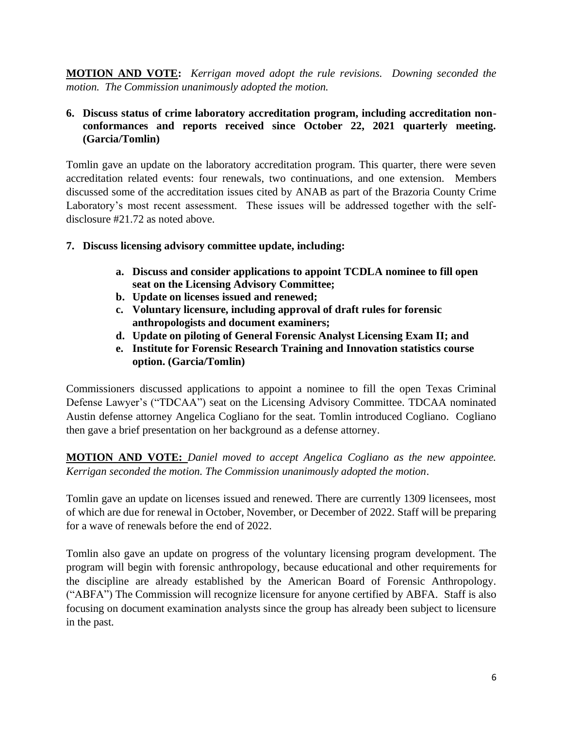**MOTION AND VOTE:** *Kerrigan moved adopt the rule revisions. Downing seconded the motion. The Commission unanimously adopted the motion.*

**6. Discuss status of crime laboratory accreditation program, including accreditation non-conformances and reports received since October 22, 2021 quarterly meeting. (Garcia/Tomlin)**

Tomlin gave an update on the laboratory accreditation program. This quarter, there were seven accreditation related events: four renewals, two continuations, and one extension. Members discussed some of the accreditation issues cited by ANAB as part of the Brazoria County Crime Laboratory's most recent assessment. These issues will be addressed together with the self-disclosure #21.72 as noted above.

**7. Discuss licensing advisory committee update, including:**

- **a. Discuss and consider applications to appoint TCDLA nominee to fill open seat on the Licensing Advisory Committee;**
- **b. Update on licenses issued and renewed;**
- **c. Voluntary licensure, including approval of draft rules for forensic anthropologists and document examiners;**
- **d. Update on piloting of General Forensic Analyst Licensing Exam II; and**
- **e. Institute for Forensic Research Training and Innovation statistics course option. (Garcia/Tomlin)**

Commissioners discussed applications to appoint a nominee to fill the open Texas Criminal Defense Lawyer's ("TDCAA") seat on the Licensing Advisory Committee. TDCAA nominated Austin defense attorney Angelica Cogliano for the seat. Tomlin introduced Cogliano. Cogliano then gave a brief presentation on her background as a defense attorney.

**MOTION AND VOTE:** *Daniel moved to accept Angelica Cogliano as the new appointee. Kerrigan seconded the motion. The Commission unanimously adopted the motion*.

Tomlin gave an update on licenses issued and renewed. There are currently 1309 licensees, most of which are due for renewal in October, November, or December of 2022. Staff will be preparing for a wave of renewals before the end of 2022.

Tomlin also gave an update on progress of the voluntary licensing program development. The program will begin with forensic anthropology, because educational and other requirements for the discipline are already established by the American Board of Forensic Anthropology. ("ABFA") The Commission will recognize licensure for anyone certified by ABFA. Staff is also focusing on document examination analysts since the group has already been subject to licensure in the past.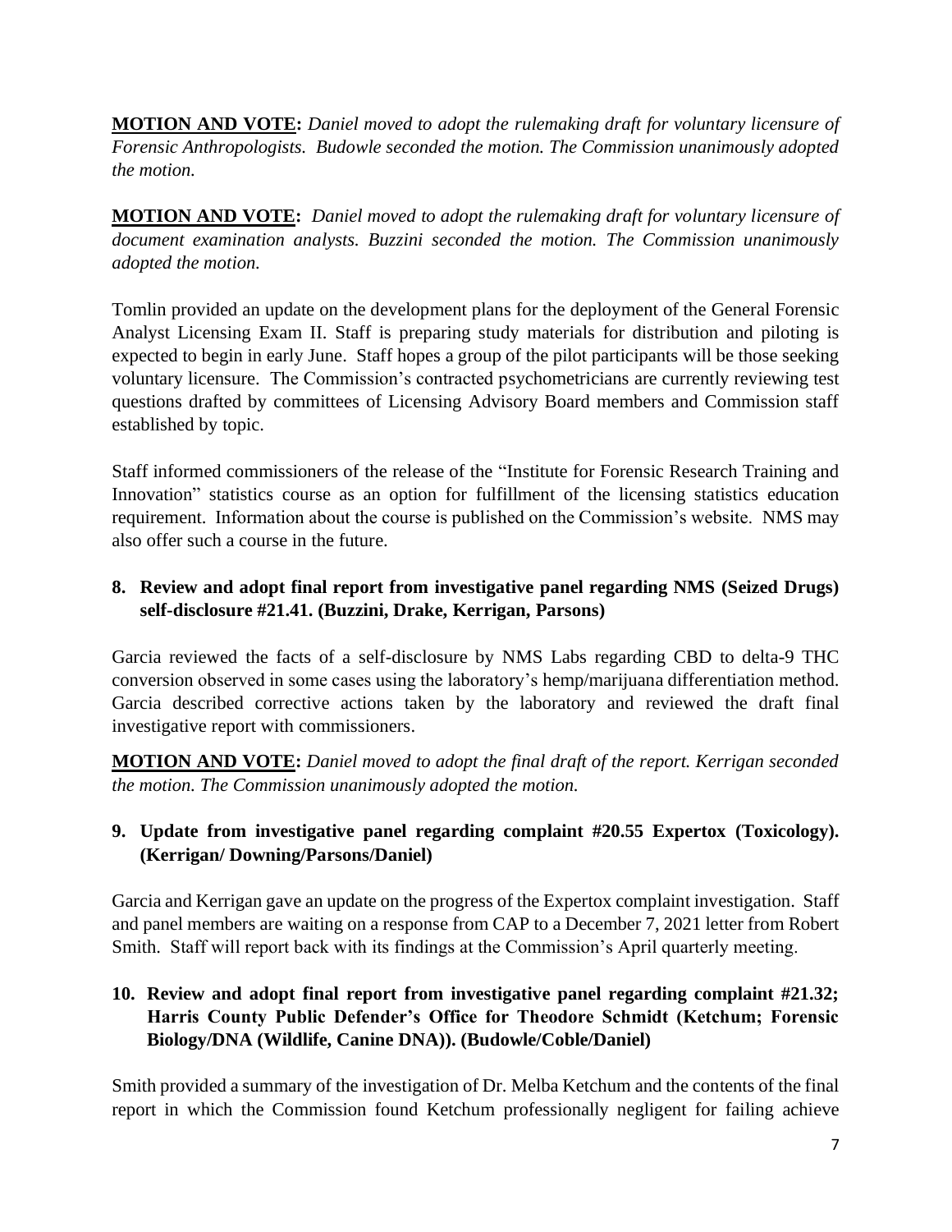**MOTION AND VOTE:** *Daniel moved to adopt the rulemaking draft for voluntary licensure of Forensic Anthropologists. Budowle seconded the motion. The Commission unanimously adopted the motion.*

**MOTION AND VOTE:** *Daniel moved to adopt the rulemaking draft for voluntary licensure of document examination analysts. Buzzini seconded the motion. The Commission unanimously adopted the motion.*

Tomlin provided an update on the development plans for the deployment of the General Forensic Analyst Licensing Exam II. Staff is preparing study materials for distribution and piloting is expected to begin in early June. Staff hopes a group of the pilot participants will be those seeking voluntary licensure. The Commission's contracted psychometricians are currently reviewing test questions drafted by committees of Licensing Advisory Board members and Commission staff established by topic.

Staff informed commissioners of the release of the "Institute for Forensic Research Training and Innovation" statistics course as an option for fulfillment of the licensing statistics education requirement. Information about the course is published on the Commission's website. NMS may also offer such a course in the future.

**8. Review and adopt final report from investigative panel regarding NMS (Seized Drugs) self-disclosure #21.41. (Buzzini, Drake, Kerrigan, Parsons)**

Garcia reviewed the facts of a self-disclosure by NMS Labs regarding CBD to delta-9 THC conversion observed in some cases using the laboratory's hemp/marijuana differentiation method. Garcia described corrective actions taken by the laboratory and reviewed the draft final investigative report with commissioners.

**MOTION AND VOTE:** *Daniel moved to adopt the final draft of the report. Kerrigan seconded the motion. The Commission unanimously adopted the motion.*

**9. Update from investigative panel regarding complaint #20.55 Expertox (Toxicology). (Kerrigan/ Downing/Parsons/Daniel)**

Garcia and Kerrigan gave an update on the progress of the Expertox complaint investigation. Staff and panel members are waiting on a response from CAP to a December 7, 2021 letter from Robert Smith. Staff will report back with its findings at the Commission's April quarterly meeting.

**10. Review and adopt final report from investigative panel regarding complaint #21.32; Harris County Public Defender's Office for Theodore Schmidt (Ketchum; Forensic Biology/DNA (Wildlife, Canine DNA)). (Budowle/Coble/Daniel)**

Smith provided a summary of the investigation of Dr. Melba Ketchum and the contents of the final report in which the Commission found Ketchum professionally negligent for failing achieve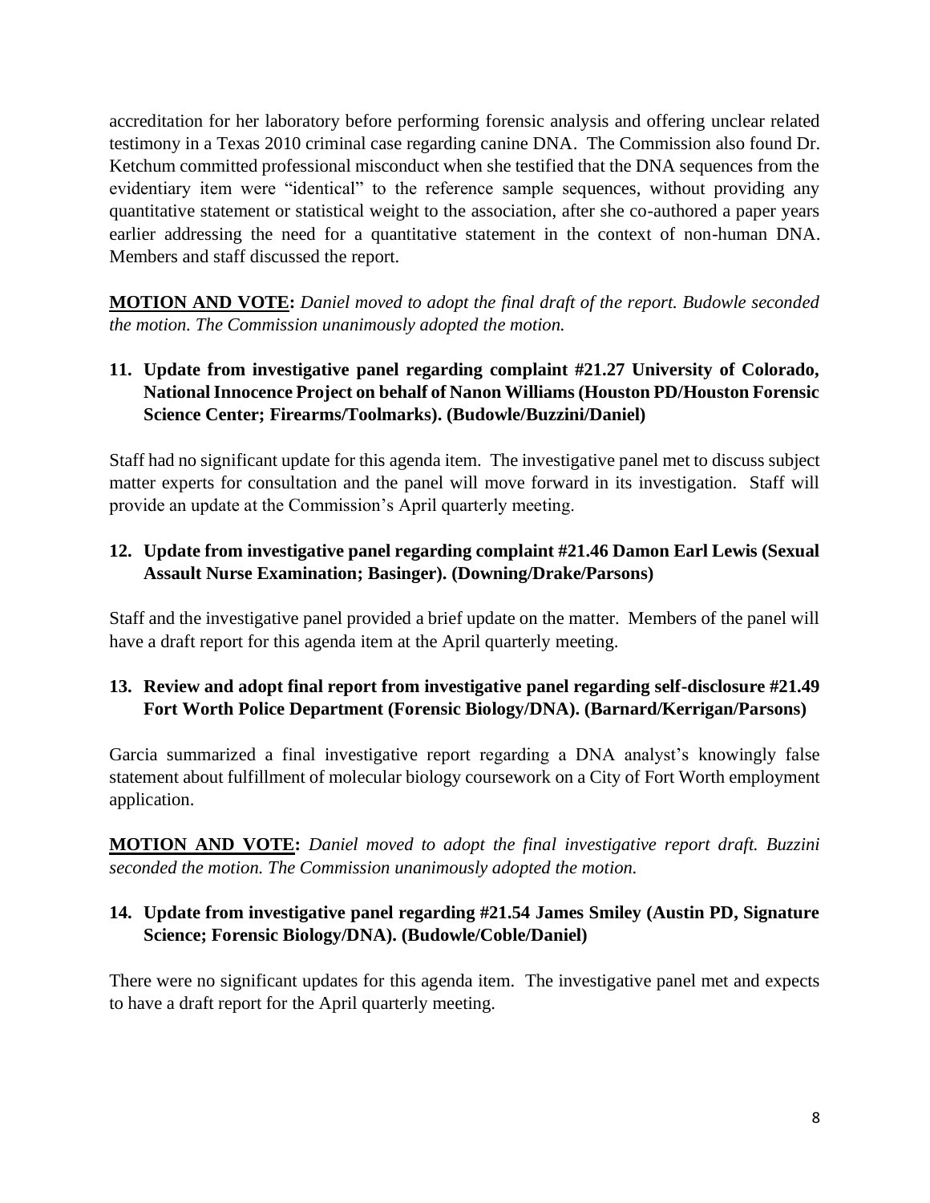accreditation for her laboratory before performing forensic analysis and offering unclear related testimony in a Texas 2010 criminal case regarding canine DNA. The Commission also found Dr. Ketchum committed professional misconduct when she testified that the DNA sequences from the evidentiary item were "identical" to the reference sample sequences, without providing any quantitative statement or statistical weight to the association, after she co-authored a paper years earlier addressing the need for a quantitative statement in the context of non-human DNA. Members and staff discussed the report.

**MOTION AND VOTE:** *Daniel moved to adopt the final draft of the report. Budowle seconded the motion. The Commission unanimously adopted the motion.*

**11. Update from investigative panel regarding complaint #21.27 University of Colorado, National Innocence Project on behalf of Nanon Williams (Houston PD/Houston Forensic Science Center; Firearms/Toolmarks). (Budowle/Buzzini/Daniel)**

Staff had no significant update for this agenda item. The investigative panel met to discuss subject matter experts for consultation and the panel will move forward in its investigation. Staff will provide an update at the Commission's April quarterly meeting.

**12. Update from investigative panel regarding complaint #21.46 Damon Earl Lewis (Sexual Assault Nurse Examination; Basinger). (Downing/Drake/Parsons)**

Staff and the investigative panel provided a brief update on the matter. Members of the panel will have a draft report for this agenda item at the April quarterly meeting.

**13. Review and adopt final report from investigative panel regarding self-disclosure #21.49 Fort Worth Police Department (Forensic Biology/DNA). (Barnard/Kerrigan/Parsons)**

Garcia summarized a final investigative report regarding a DNA analyst's knowingly false statement about fulfillment of molecular biology coursework on a City of Fort Worth employment application.

**MOTION AND VOTE:** *Daniel moved to adopt the final investigative report draft. Buzzini seconded the motion. The Commission unanimously adopted the motion.*

**14. Update from investigative panel regarding #21.54 James Smiley (Austin PD, Signature Science; Forensic Biology/DNA). (Budowle/Coble/Daniel)**

There were no significant updates for this agenda item. The investigative panel met and expects to have a draft report for the April quarterly meeting.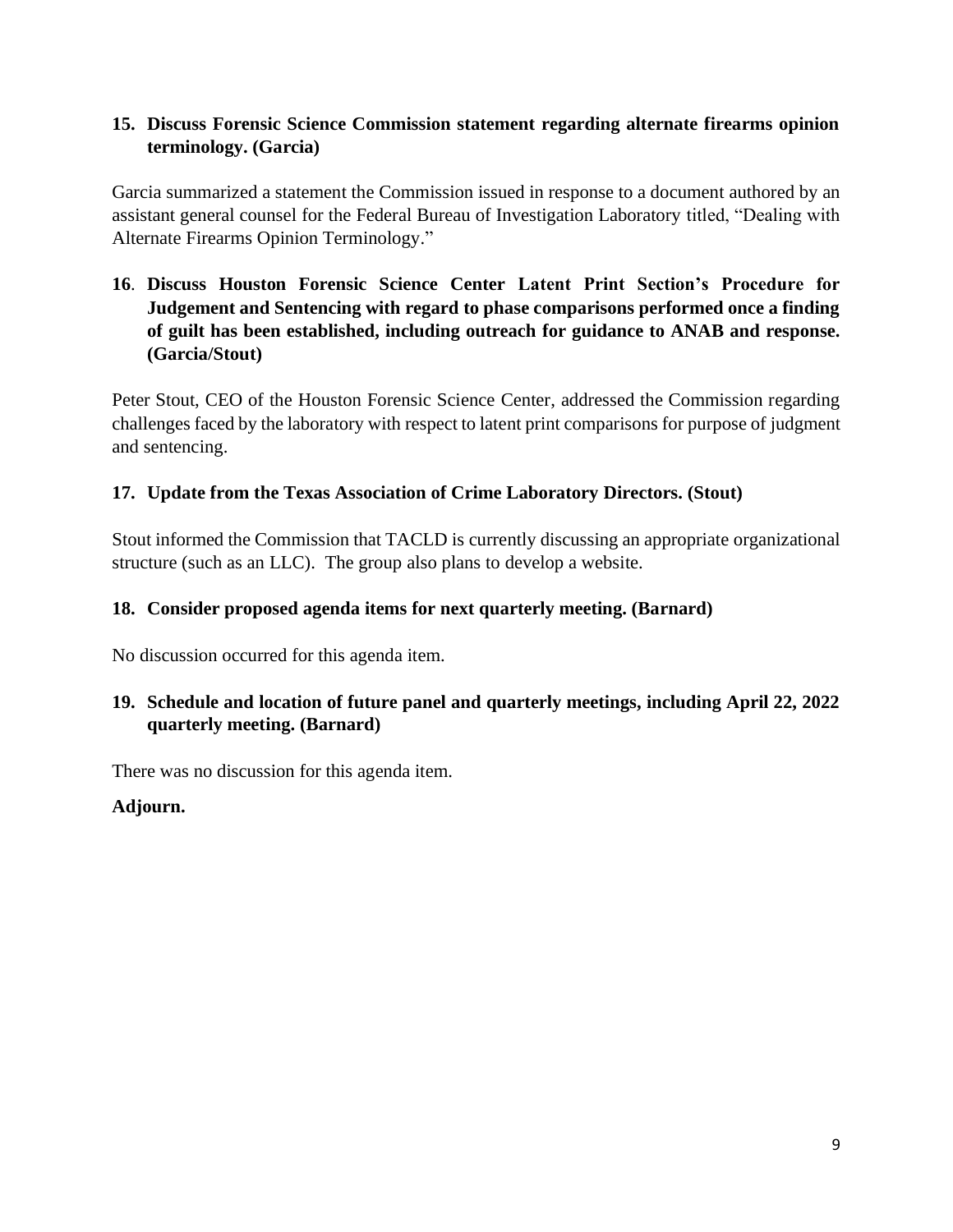**15. Discuss Forensic Science Commission statement regarding alternate firearms opinion terminology. (Garcia)**

Garcia summarized a statement the Commission issued in response to a document authored by an assistant general counsel for the Federal Bureau of Investigation Laboratory titled, "Dealing with Alternate Firearms Opinion Terminology."

**16. Discuss Houston Forensic Science Center Latent Print Section's Procedure for Judgement and Sentencing with regard to phase comparisons performed once a finding of guilt has been established, including outreach for guidance to ANAB and response. (Garcia/Stout)**

Peter Stout, CEO of the Houston Forensic Science Center, addressed the Commission regarding challenges faced by the laboratory with respect to latent print comparisons for purpose of judgment and sentencing.

**17. Update from the Texas Association of Crime Laboratory Directors. (Stout)**

Stout informed the Commission that TACLD is currently discussing an appropriate organizational structure (such as an LLC). The group also plans to develop a website.

**18. Consider proposed agenda items for next quarterly meeting. (Barnard)**

No discussion occurred for this agenda item.

**19. Schedule and location of future panel and quarterly meetings, including April 22, 2022 quarterly meeting. (Barnard)**

There was no discussion for this agenda item.

**Adjourn.**